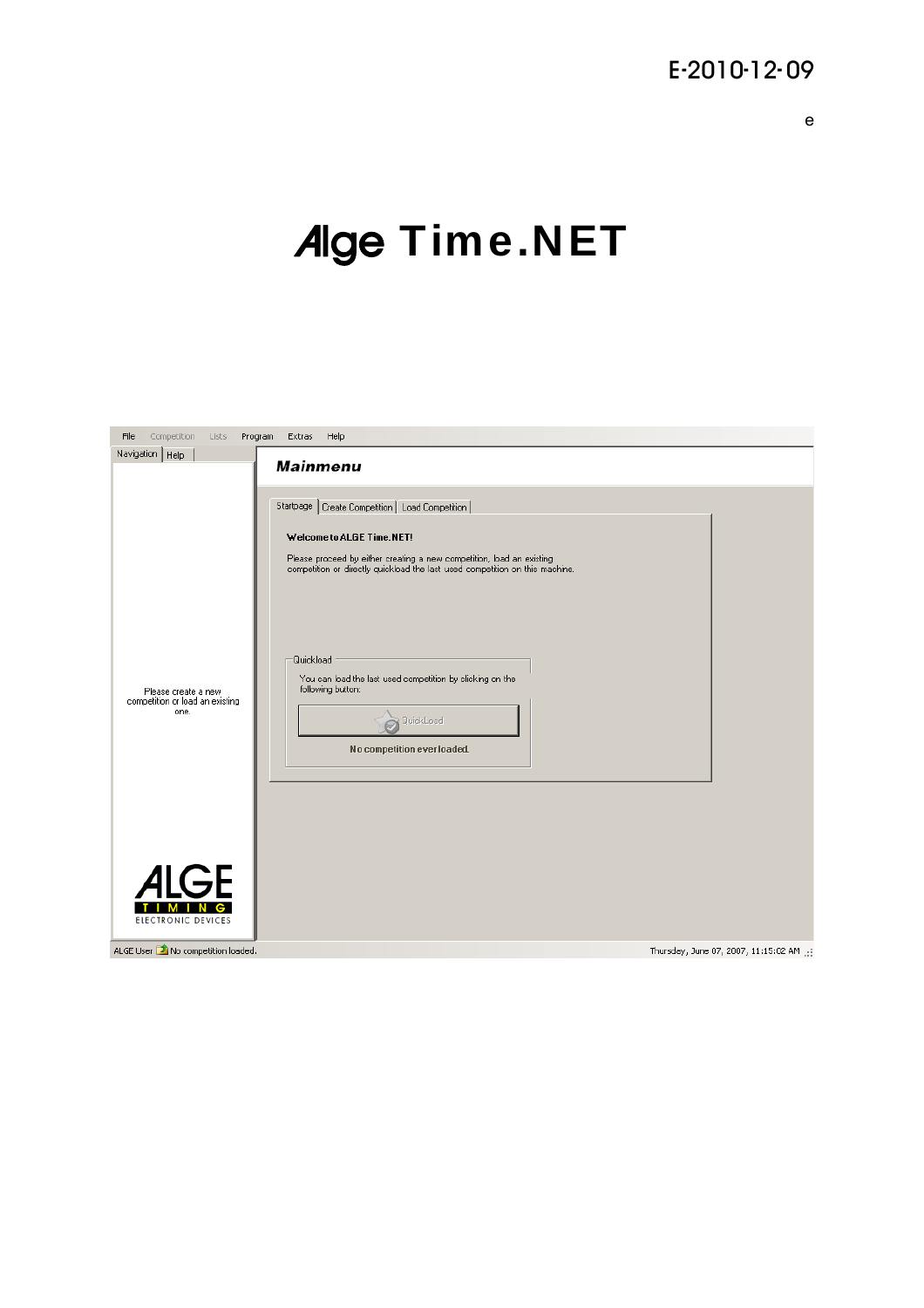E-2010-12-09

e

# Alge Time.NET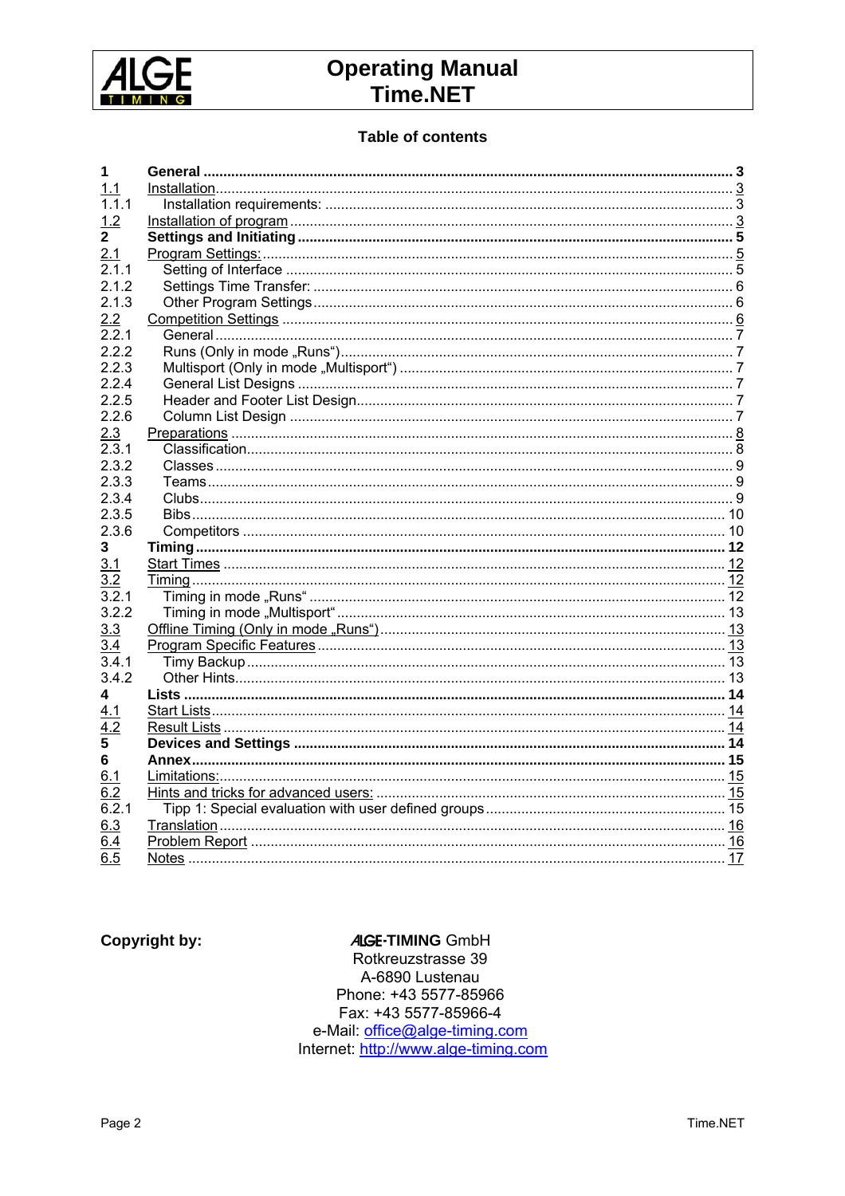# Operating Manual Time.NET

## Table of contents

| | | |
|---|---|---|
| **1** | **General** | **3** |
| 1.1 | Installation | 3 |
| 1.1.1 | Installation requirements: | 3 |
| 1.2 | Installation of program | 3 |
| **2** | **Settings and Initiating** | **5** |
| 2.1 | Program Settings: | 5 |
| 2.1.1 | Setting of Interface | 5 |
| 2.1.2 | Settings Time Transfer: | 6 |
| 2.1.3 | Other Program Settings | 6 |
| 2.2 | Competition Settings | 6 |
| 2.2.1 | General | 7 |
| 2.2.2 | Runs (Only in mode „Runs“) | 7 |
| 2.2.3 | Multisport (Only in mode „Multisport“) | 7 |
| 2.2.4 | General List Designs | 7 |
| 2.2.5 | Header and Footer List Design | 7 |
| 2.2.6 | Column List Design | 7 |
| 2.3 | Preparations | 8 |
| 2.3.1 | Classification | 8 |
| 2.3.2 | Classes | 9 |
| 2.3.3 | Teams | 9 |
| 2.3.4 | Clubs | 9 |
| 2.3.5 | Bibs | 10 |
| 2.3.6 | Competitors | 10 |
| **3** | **Timing** | **12** |
| 3.1 | Start Times | 12 |
| 3.2 | Timing | 12 |
| 3.2.1 | Timing in mode „Runs“ | 12 |
| 3.2.2 | Timing in mode „Multisport“ | 13 |
| 3.3 | Offline Timing (Only in mode „Runs“) | 13 |
| 3.4 | Program Specific Features | 13 |
| 3.4.1 | Timy Backup | 13 |
| 3.4.2 | Other Hints | 13 |
| **4** | **Lists** | **14** |
| 4.1 | Start Lists | 14 |
| 4.2 | Result Lists | 14 |
| **5** | **Devices and Settings** | **14** |
| **6** | **Annex** | **15** |
| 6.1 | Limitations: | 15 |
| 6.2 | Hints and tricks for advanced users: | 15 |
| 6.2.1 | Tipp 1: Special evaluation with user defined groups | 15 |
| 6.3 | Translation | 16 |
| 6.4 | Problem Report | 16 |
| 6.5 | Notes | 17 |

**Copyright by:**

ALGE-TIMING GmbH
Rotkreuzstrasse 39
A-6890 Lustenau
Phone: +43 5577-85966
Fax: +43 5577-85966-4
e-Mail: office@alge-timing.com
Internet: http://www.alge-timing.com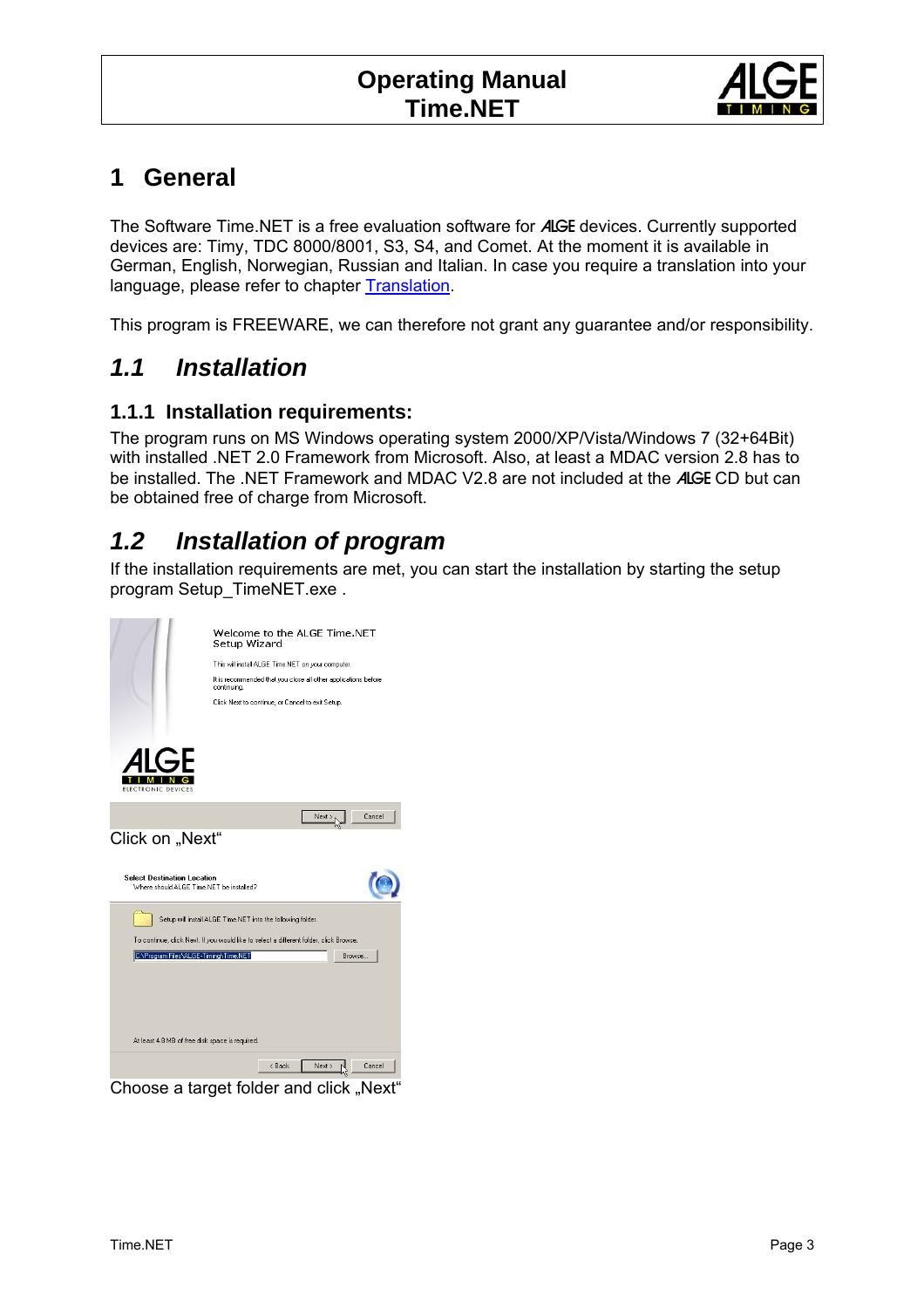# 1 General

The Software Time.NET is a free evaluation software for ALGE devices. Currently supported devices are: Timy, TDC 8000/8001, S3, S4, and Comet. At the moment it is available in German, English, Norwegian, Russian and Italian. In case you require a translation into your language, please refer to chapter Translation.

This program is FREEWARE, we can therefore not grant any guarantee and/or responsibility.

## *1.1 Installation*

### 1.1.1 Installation requirements:

The program runs on MS Windows operating system 2000/XP/Vista/Windows 7 (32+64Bit) with installed .NET 2.0 Framework from Microsoft. Also, at least a MDAC version 2.8 has to be installed. The .NET Framework and MDAC V2.8 are not included at the ALGE CD but can be obtained free of charge from Microsoft.

## *1.2 Installation of program*

If the installation requirements are met, you can start the installation by starting the setup program Setup_TimeNET.exe .

Click on „Next“

Choose a target folder and click „Next“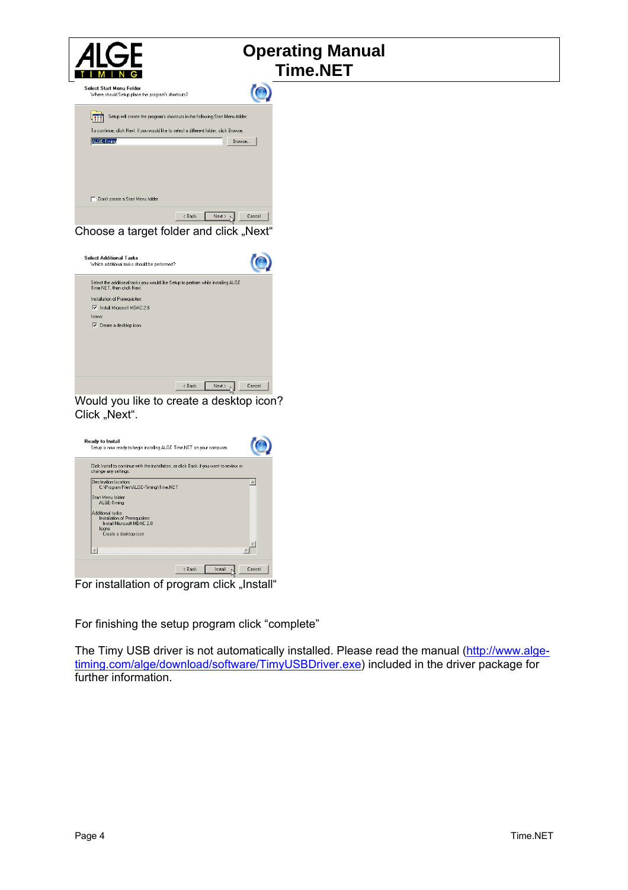Choose a target folder and click „Next"

Would you like to create a desktop icon? Click „Next".

For installation of program click „Install"

For finishing the setup program click "complete"

The Timy USB driver is not automatically installed. Please read the manual (http://www.alge-timing.com/alge/download/software/TimyUSBDriver.exe) included in the driver package for further information.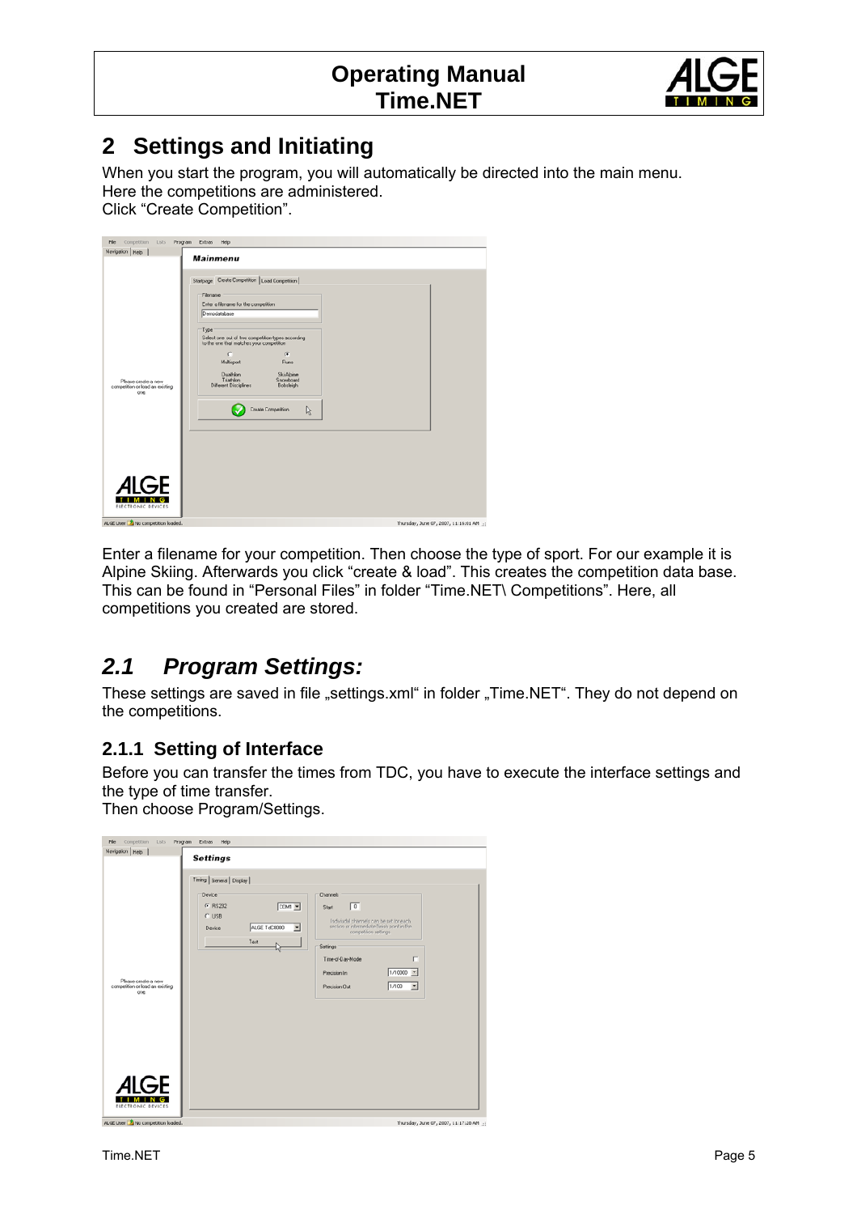# 2 Settings and Initiating

When you start the program, you will automatically be directed into the main menu.
Here the competitions are administered.
Click “Create Competition”.

Enter a filename for your competition. Then choose the type of sport. For our example it is Alpine Skiing. Afterwards you click “create & load”. This creates the competition data base. This can be found in “Personal Files” in folder “Time.NET\ Competitions”. Here, all competitions you created are stored.

## *2.1 Program Settings:*

These settings are saved in file „settings.xml“ in folder „Time.NET“. They do not depend on the competitions.

### 2.1.1 Setting of Interface

Before you can transfer the times from TDC, you have to execute the interface settings and the type of time transfer.
Then choose Program/Settings.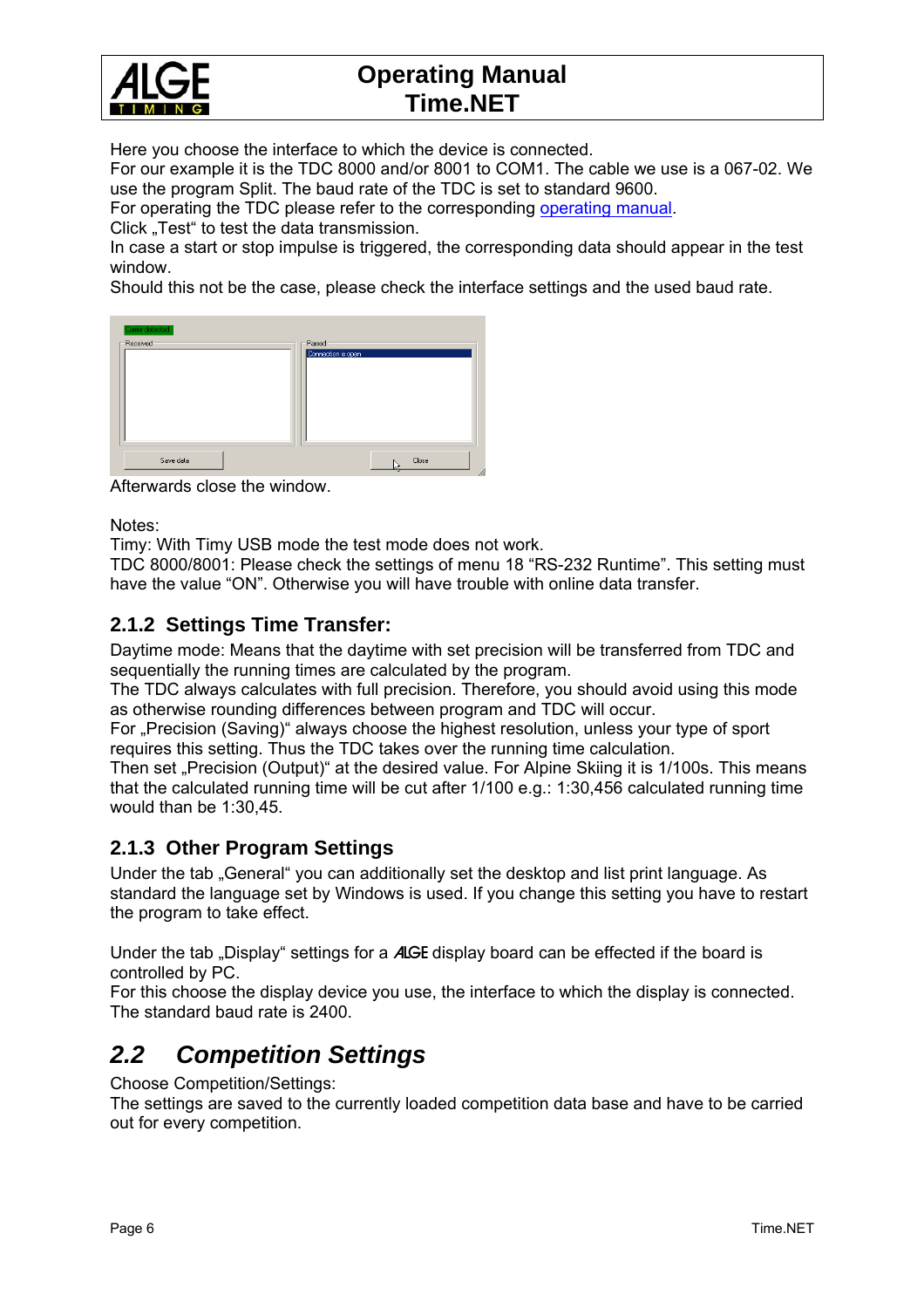Here you choose the interface to which the device is connected.
For our example it is the TDC 8000 and/or 8001 to COM1. The cable we use is a 067-02. We use the program Split. The baud rate of the TDC is set to standard 9600.
For operating the TDC please refer to the corresponding operating manual.
Click „Test" to test the data transmission.
In case a start or stop impulse is triggered, the corresponding data should appear in the test window.
Should this not be the case, please check the interface settings and the used baud rate.

Afterwards close the window.

Notes:
Timy: With Timy USB mode the test mode does not work.
TDC 8000/8001: Please check the settings of menu 18 "RS-232 Runtime". This setting must have the value "ON". Otherwise you will have trouble with online data transfer.

### 2.1.2 Settings Time Transfer:

Daytime mode: Means that the daytime with set precision will be transferred from TDC and sequentially the running times are calculated by the program.
The TDC always calculates with full precision. Therefore, you should avoid using this mode as otherwise rounding differences between program and TDC will occur.
For „Precision (Saving)" always choose the highest resolution, unless your type of sport requires this setting. Thus the TDC takes over the running time calculation.
Then set „Precision (Output)" at the desired value. For Alpine Skiing it is 1/100s. This means that the calculated running time will be cut after 1/100 e.g.: 1:30,456 calculated running time would than be 1:30,45.

### 2.1.3 Other Program Settings

Under the tab „General" you can additionally set the desktop and list print language. As standard the language set by Windows is used. If you change this setting you have to restart the program to take effect.

Under the tab „Display" settings for a ALGE display board can be effected if the board is controlled by PC.
For this choose the display device you use, the interface to which the display is connected. The standard baud rate is 2400.

## *2.2 Competition Settings*

Choose Competition/Settings:
The settings are saved to the currently loaded competition data base and have to be carried out for every competition.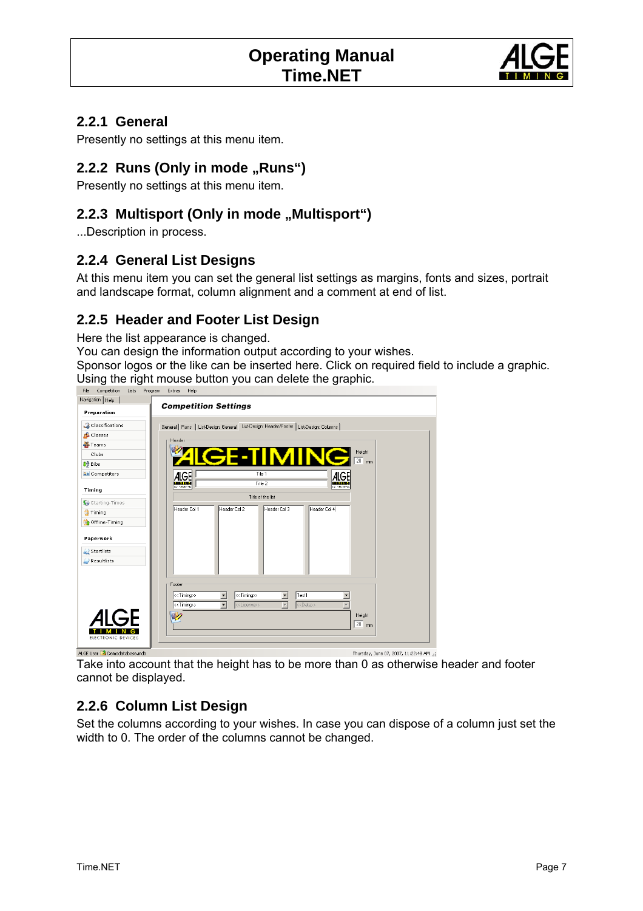### 2.2.1 General

Presently no settings at this menu item.

### 2.2.2 Runs (Only in mode „Runs“)

Presently no settings at this menu item.

### 2.2.3 Multisport (Only in mode „Multisport“)

...Description in process.

### 2.2.4 General List Designs

At this menu item you can set the general list settings as margins, fonts and sizes, portrait and landscape format, column alignment and a comment at end of list.

### 2.2.5 Header and Footer List Design

Here the list appearance is changed.
You can design the information output according to your wishes.
Sponsor logos or the like can be inserted here. Click on required field to include a graphic.
Using the right mouse button you can delete the graphic.

Take into account that the height has to be more than 0 as otherwise header and footer cannot be displayed.

### 2.2.6 Column List Design

Set the columns according to your wishes. In case you can dispose of a column just set the width to 0. The order of the columns cannot be changed.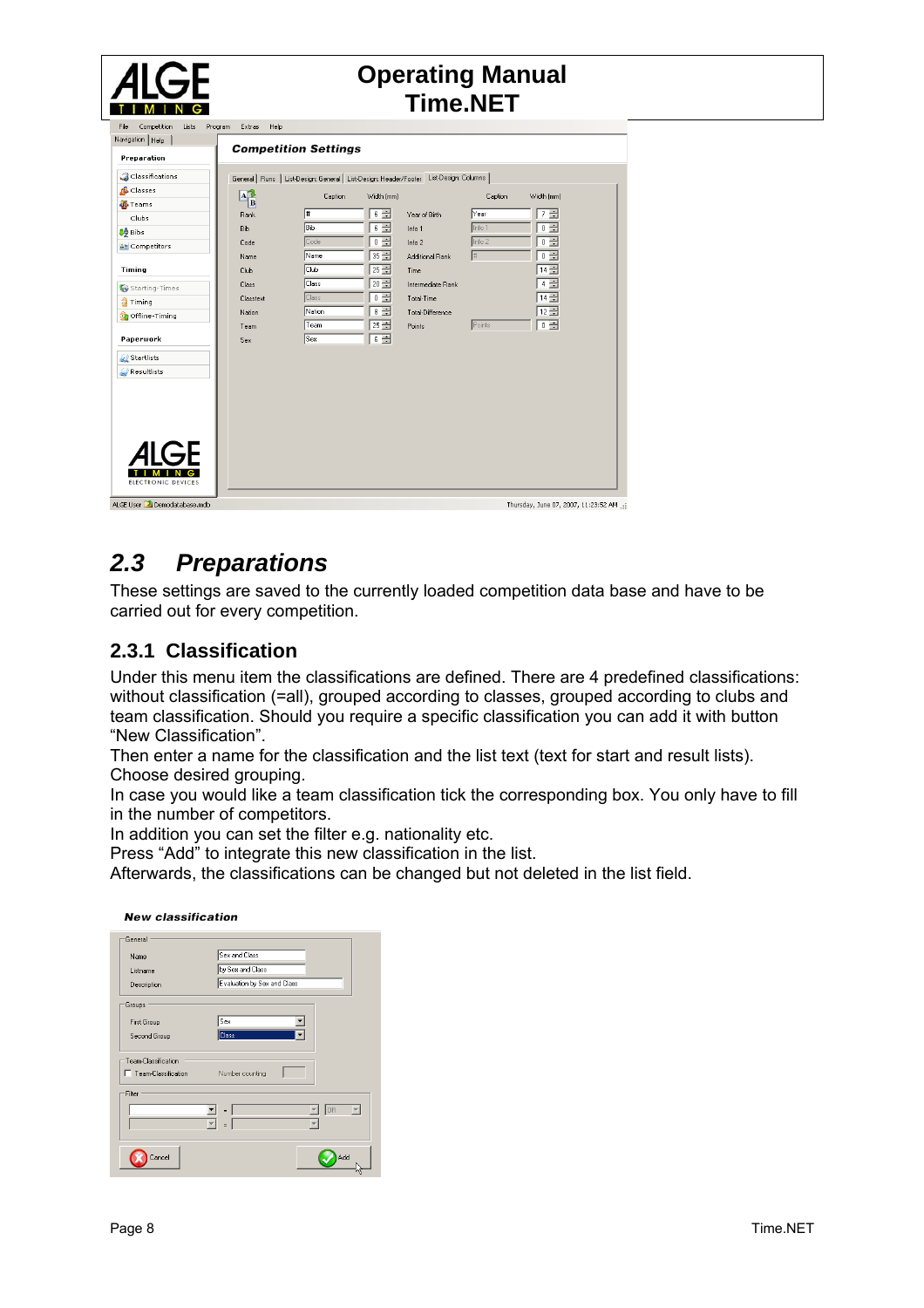## 2.3 Preparations

These settings are saved to the currently loaded competition data base and have to be carried out for every competition.

### 2.3.1 Classification

Under this menu item the classifications are defined. There are 4 predefined classifications: without classification (=all), grouped according to classes, grouped according to clubs and team classification. Should you require a specific classification you can add it with button "New Classification".

Then enter a name for the classification and the list text (text for start and result lists). Choose desired grouping.

In case you would like a team classification tick the corresponding box. You only have to fill in the number of competitors.

In addition you can set the filter e.g. nationality etc.

Press "Add" to integrate this new classification in the list.

Afterwards, the classifications can be changed but not deleted in the list field.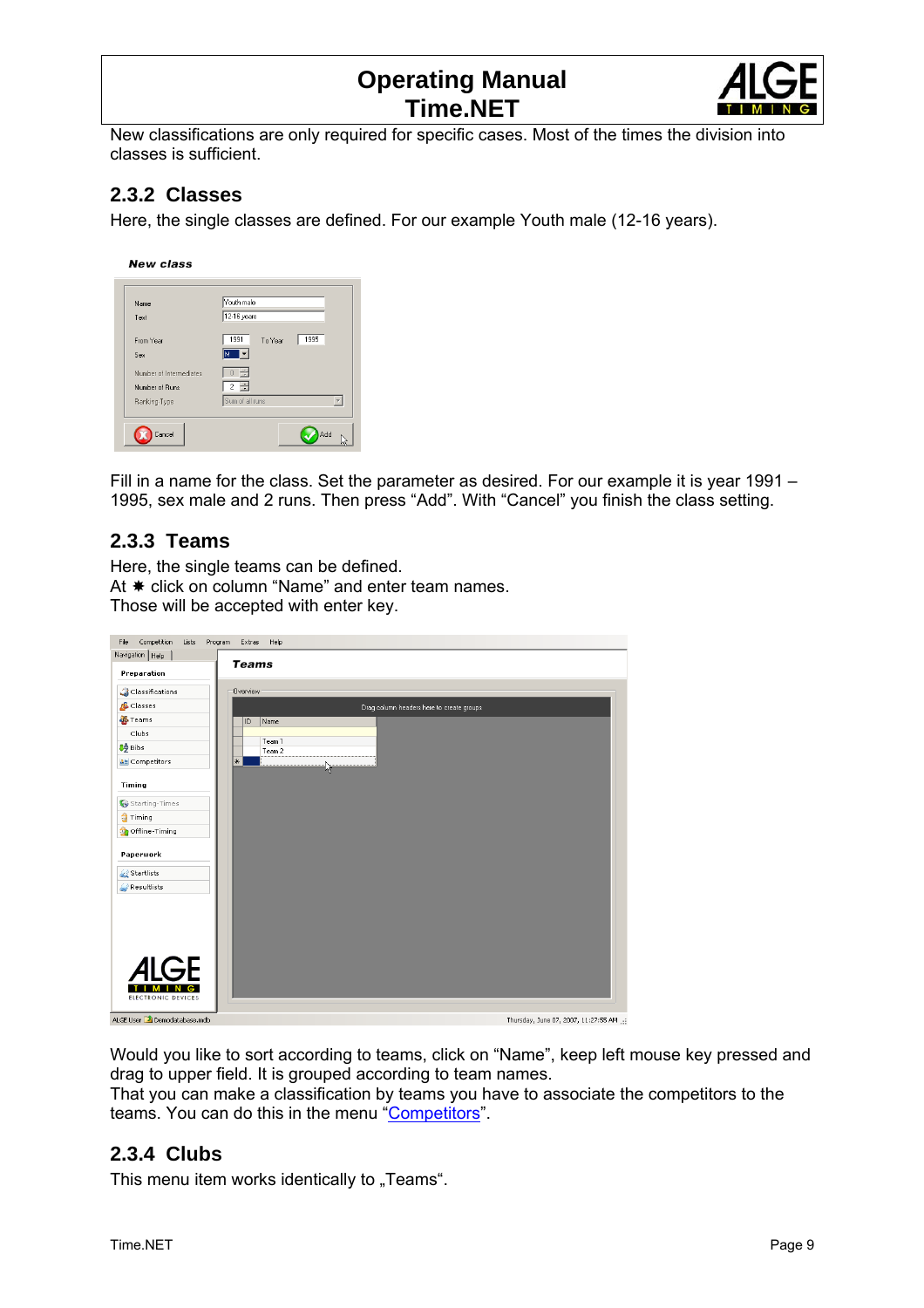New classifications are only required for specific cases. Most of the times the division into classes is sufficient.

### 2.3.2 Classes

Here, the single classes are defined. For our example Youth male (12-16 years).

Fill in a name for the class. Set the parameter as desired. For our example it is year 1991 – 1995, sex male and 2 runs. Then press "Add". With "Cancel" you finish the class setting.

### 2.3.3 Teams

Here, the single teams can be defined.
At ✱ click on column "Name" and enter team names.
Those will be accepted with enter key.

Would you like to sort according to teams, click on "Name", keep left mouse key pressed and drag to upper field. It is grouped according to team names.
That you can make a classification by teams you have to associate the competitors to the teams. You can do this in the menu "Competitors".

### 2.3.4 Clubs

This menu item works identically to „Teams".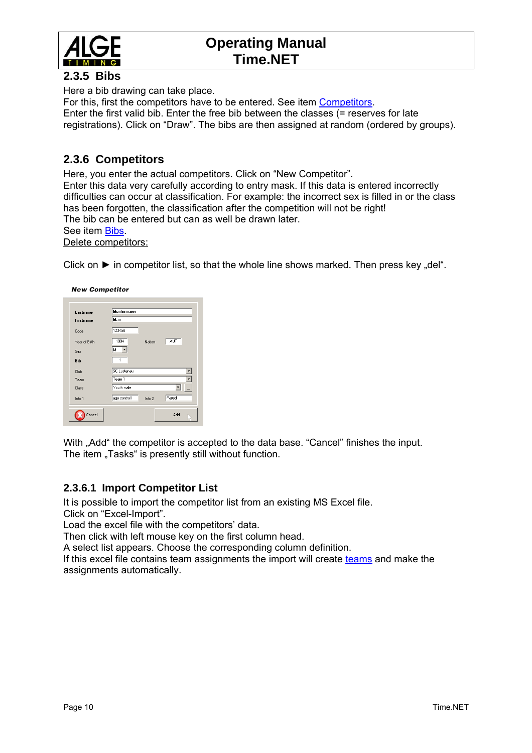### 2.3.5 Bibs

Here a bib drawing can take place.
For this, first the competitors have to be entered. See item Competitors.
Enter the first valid bib. Enter the free bib between the classes (= reserves for late registrations). Click on “Draw”. The bibs are then assigned at random (ordered by groups).

### 2.3.6 Competitors

Here, you enter the actual competitors. Click on “New Competitor”.
Enter this data very carefully according to entry mask. If this data is entered incorrectly difficulties can occur at classification. For example: the incorrect sex is filled in or the class has been forgotten, the classification after the competition will not be right!
The bib can be entered but can as well be drawn later.
See item Bibs.
Delete competitors:

Click on ► in competitor list, so that the whole line shows marked. Then press key „del“.

**New Competitor**

With „Add“ the competitor is accepted to the data base. “Cancel” finishes the input.
The item „Tasks“ is presently still without function.

#### 2.3.6.1 Import Competitor List

It is possible to import the competitor list from an existing MS Excel file.
Click on “Excel-Import”.
Load the excel file with the competitors’ data.
Then click with left mouse key on the first column head.
A select list appears. Choose the corresponding column definition.
If this excel file contains team assignments the import will create teams and make the assignments automatically.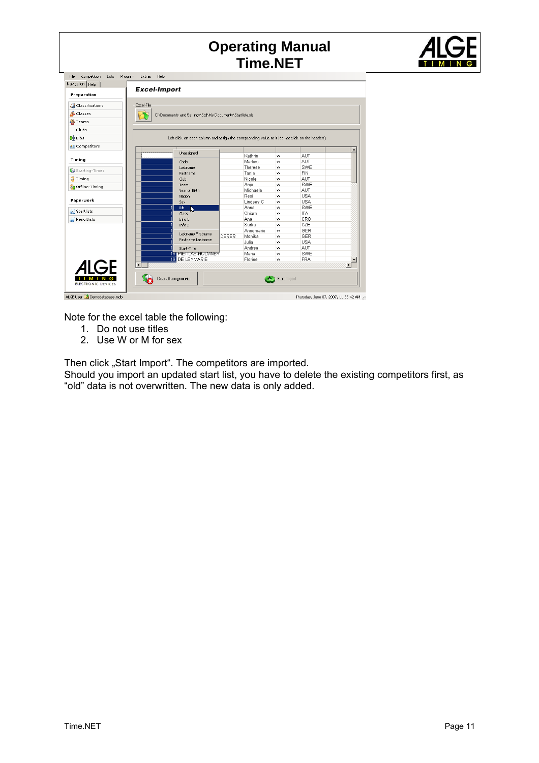Note for the excel table the following:

1. Do not use titles
2. Use W or M for sex

Then click „Start Import“. The competitors are imported.
Should you import an updated start list, you have to delete the existing competitors first, as “old” data is not overwritten. The new data is only added.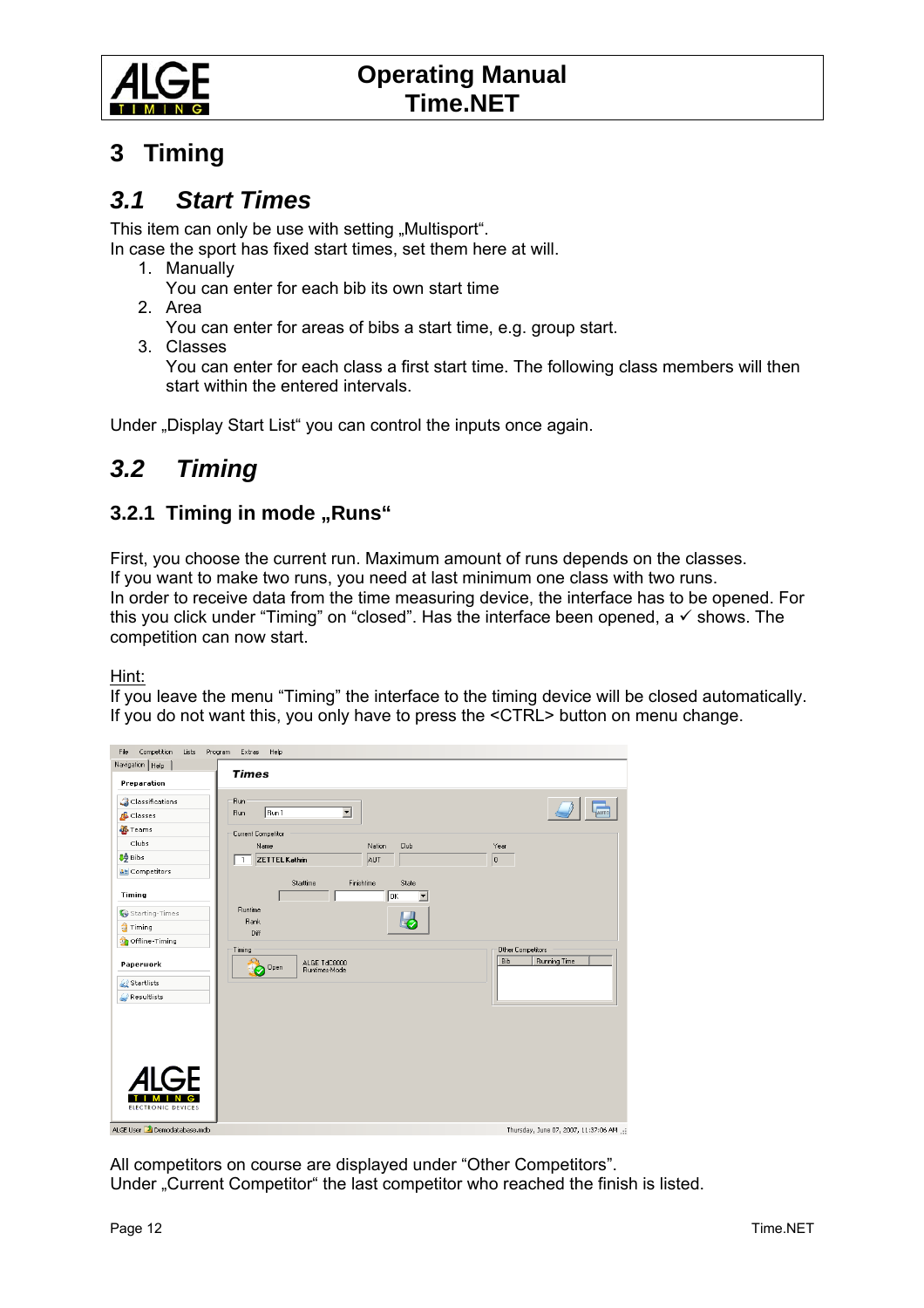# 3 Timing

## 3.1 Start Times

This item can only be use with setting „Multisport".
In case the sport has fixed start times, set them here at will.

1. Manually
   You can enter for each bib its own start time
2. Area
   You can enter for areas of bibs a start time, e.g. group start.
3. Classes
   You can enter for each class a first start time. The following class members will then start within the entered intervals.

Under „Display Start List" you can control the inputs once again.

## 3.2 Timing

### 3.2.1 Timing in mode „Runs"

First, you choose the current run. Maximum amount of runs depends on the classes.
If you want to make two runs, you need at last minimum one class with two runs.
In order to receive data from the time measuring device, the interface has to be opened. For this you click under "Timing" on "closed". Has the interface been opened, a ✓ shows. The competition can now start.

Hint:
If you leave the menu "Timing" the interface to the timing device will be closed automatically.
If you do not want this, you only have to press the <CTRL> button on menu change.

All competitors on course are displayed under "Other Competitors".
Under „Current Competitor" the last competitor who reached the finish is listed.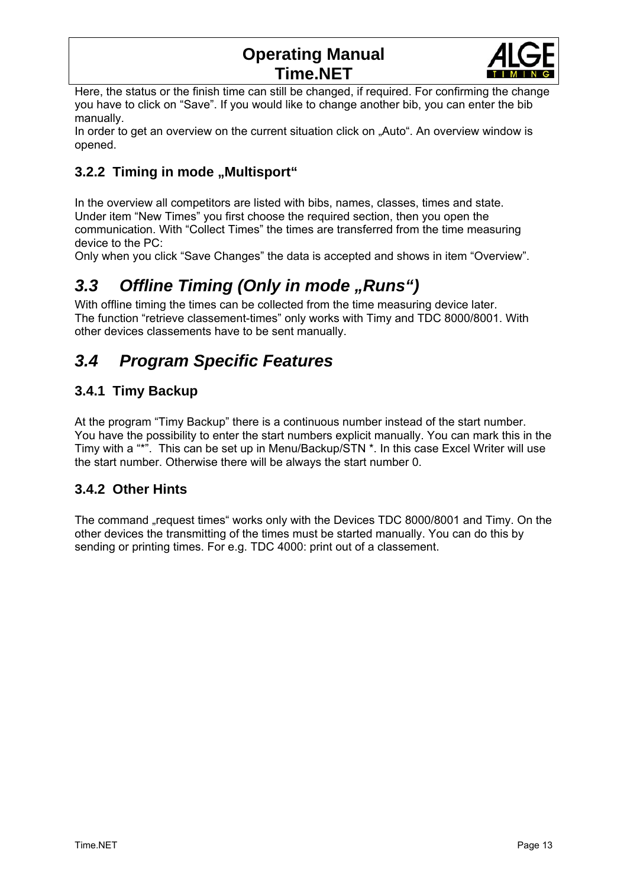Here, the status or the finish time can still be changed, if required. For confirming the change you have to click on "Save". If you would like to change another bib, you can enter the bib manually.
In order to get an overview on the current situation click on „Auto". An overview window is opened.

### 3.2.2 Timing in mode „Multisport"

In the overview all competitors are listed with bibs, names, classes, times and state.
Under item "New Times" you first choose the required section, then you open the communication. With "Collect Times" the times are transferred from the time measuring device to the PC:
Only when you click "Save Changes" the data is accepted and shows in item "Overview".

## *3.3 Offline Timing (Only in mode „Runs")*

With offline timing the times can be collected from the time measuring device later.
The function "retrieve classement-times" only works with Timy and TDC 8000/8001. With other devices classements have to be sent manually.

## *3.4 Program Specific Features*

### 3.4.1 Timy Backup

At the program "Timy Backup" there is a continuous number instead of the start number.
You have the possibility to enter the start numbers explicit manually. You can mark this in the Timy with a "*". This can be set up in Menu/Backup/STN *. In this case Excel Writer will use the start number. Otherwise there will be always the start number 0.

### 3.4.2 Other Hints

The command „request times" works only with the Devices TDC 8000/8001 and Timy. On the other devices the transmitting of the times must be started manually. You can do this by sending or printing times. For e.g. TDC 4000: print out of a classement.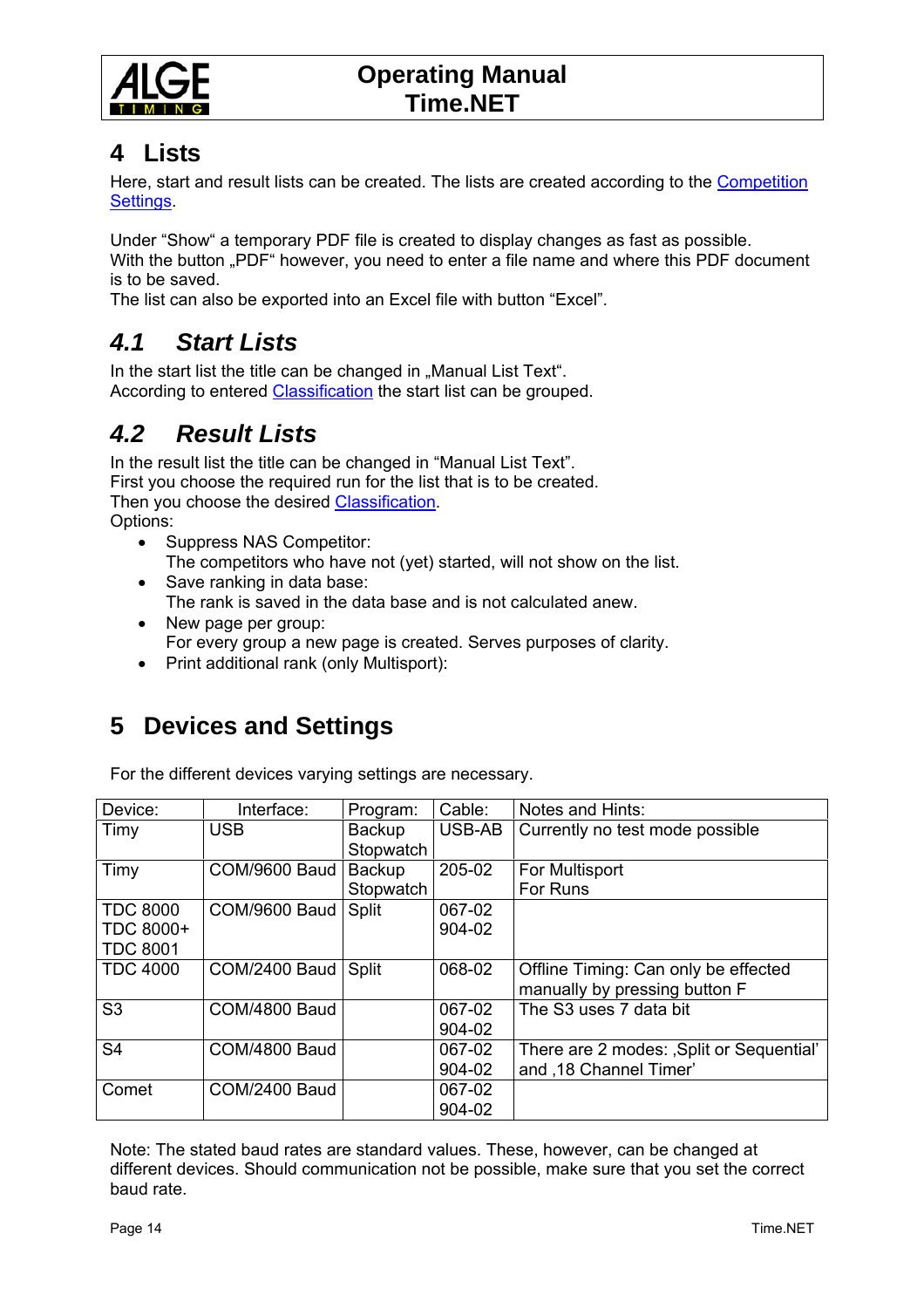# 4 Lists

Here, start and result lists can be created. The lists are created according to the Competition Settings.

Under "Show" a temporary PDF file is created to display changes as fast as possible.
With the button „PDF" however, you need to enter a file name and where this PDF document is to be saved.
The list can also be exported into an Excel file with button "Excel".

## *4.1 Start Lists*

In the start list the title can be changed in „Manual List Text".
According to entered Classification the start list can be grouped.

## *4.2 Result Lists*

In the result list the title can be changed in "Manual List Text".
First you choose the required run for the list that is to be created.
Then you choose the desired Classification.
Options:

- Suppress NAS Competitor:
  The competitors who have not (yet) started, will not show on the list.
- Save ranking in data base:
  The rank is saved in the data base and is not calculated anew.
- New page per group:
  For every group a new page is created. Serves purposes of clarity.
- Print additional rank (only Multisport):

# 5 Devices and Settings

For the different devices varying settings are necessary.

| Device: | Interface: | Program: | Cable: | Notes and Hints: |
|---|---|---|---|---|
| Timy | USB | Backup Stopwatch | USB-AB | Currently no test mode possible |
| Timy | COM/9600 Baud | Backup Stopwatch | 205-02 | For Multisport For Runs |
| TDC 8000 TDC 8000+ TDC 8001 | COM/9600 Baud | Split | 067-02 904-02 | |
| TDC 4000 | COM/2400 Baud | Split | 068-02 | Offline Timing: Can only be effected manually by pressing button F |
| S3 | COM/4800 Baud | | 067-02 904-02 | The S3 uses 7 data bit |
| S4 | COM/4800 Baud | | 067-02 904-02 | There are 2 modes: ‚Split or Sequential' and ‚18 Channel Timer' |
| Comet | COM/2400 Baud | | 067-02 904-02 | |

Note: The stated baud rates are standard values. These, however, can be changed at different devices. Should communication not be possible, make sure that you set the correct baud rate.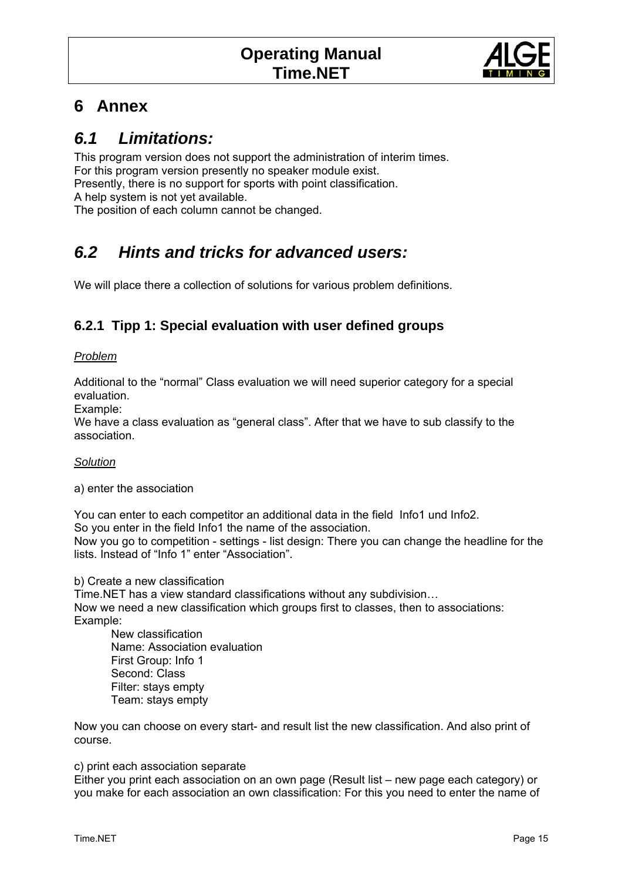# 6 Annex

## 6.1 *Limitations:*

This program version does not support the administration of interim times.
For this program version presently no speaker module exist.
Presently, there is no support for sports with point classification.
A help system is not yet available.
The position of each column cannot be changed.

## 6.2 *Hints and tricks for advanced users:*

We will place there a collection of solutions for various problem definitions.

### 6.2.1 Tipp 1: Special evaluation with user defined groups

*Problem*

Additional to the "normal" Class evaluation we will need superior category for a special evaluation.
Example:
We have a class evaluation as "general class". After that we have to sub classify to the association.

*Solution*

a) enter the association

You can enter to each competitor an additional data in the field Info1 und Info2.
So you enter in the field Info1 the name of the association.
Now you go to competition - settings - list design: There you can change the headline for the lists. Instead of "Info 1" enter "Association".

b) Create a new classification
Time.NET has a view standard classifications without any subdivision…
Now we need a new classification which groups first to classes, then to associations:
Example:

New classification
Name: Association evaluation
First Group: Info 1
Second: Class
Filter: stays empty
Team: stays empty

Now you can choose on every start- and result list the new classification. And also print of course.

c) print each association separate
Either you print each association on an own page (Result list – new page each category) or you make for each association an own classification: For this you need to enter the name of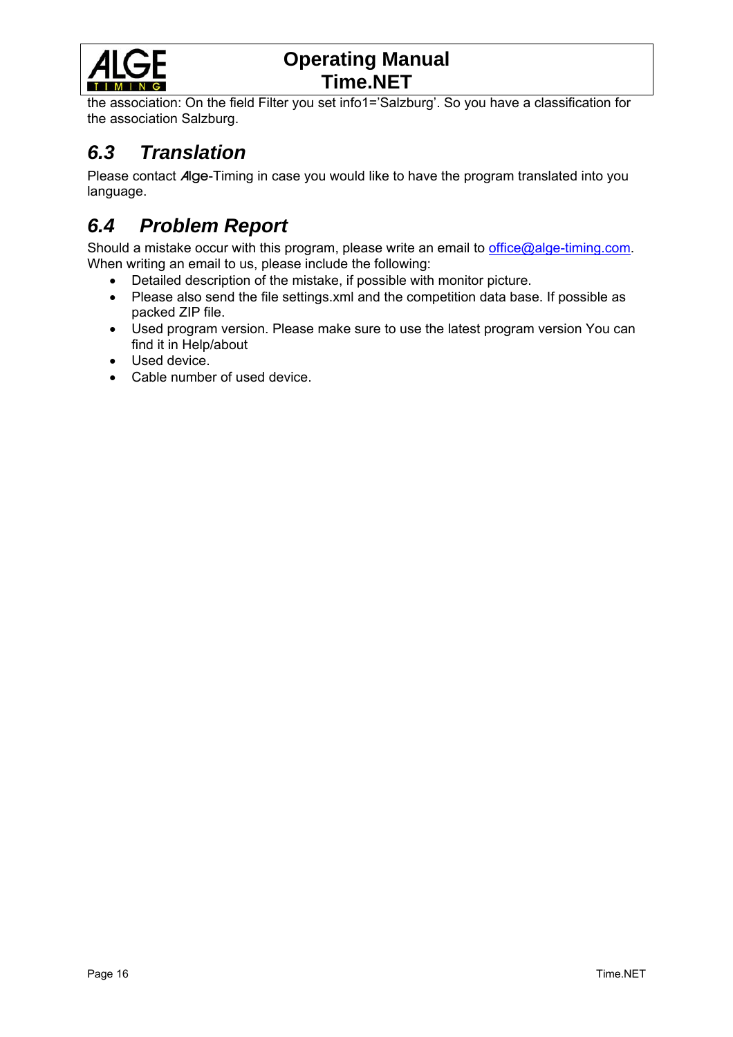the association: On the field Filter you set info1='Salzburg'. So you have a classification for the association Salzburg.

## *6.3 Translation*

Please contact Alge-Timing in case you would like to have the program translated into you language.

## *6.4 Problem Report*

Should a mistake occur with this program, please write an email to office@alge-timing.com. When writing an email to us, please include the following:

- Detailed description of the mistake, if possible with monitor picture.
- Please also send the file settings.xml and the competition data base. If possible as packed ZIP file.
- Used program version. Please make sure to use the latest program version You can find it in Help/about
- Used device.
- Cable number of used device.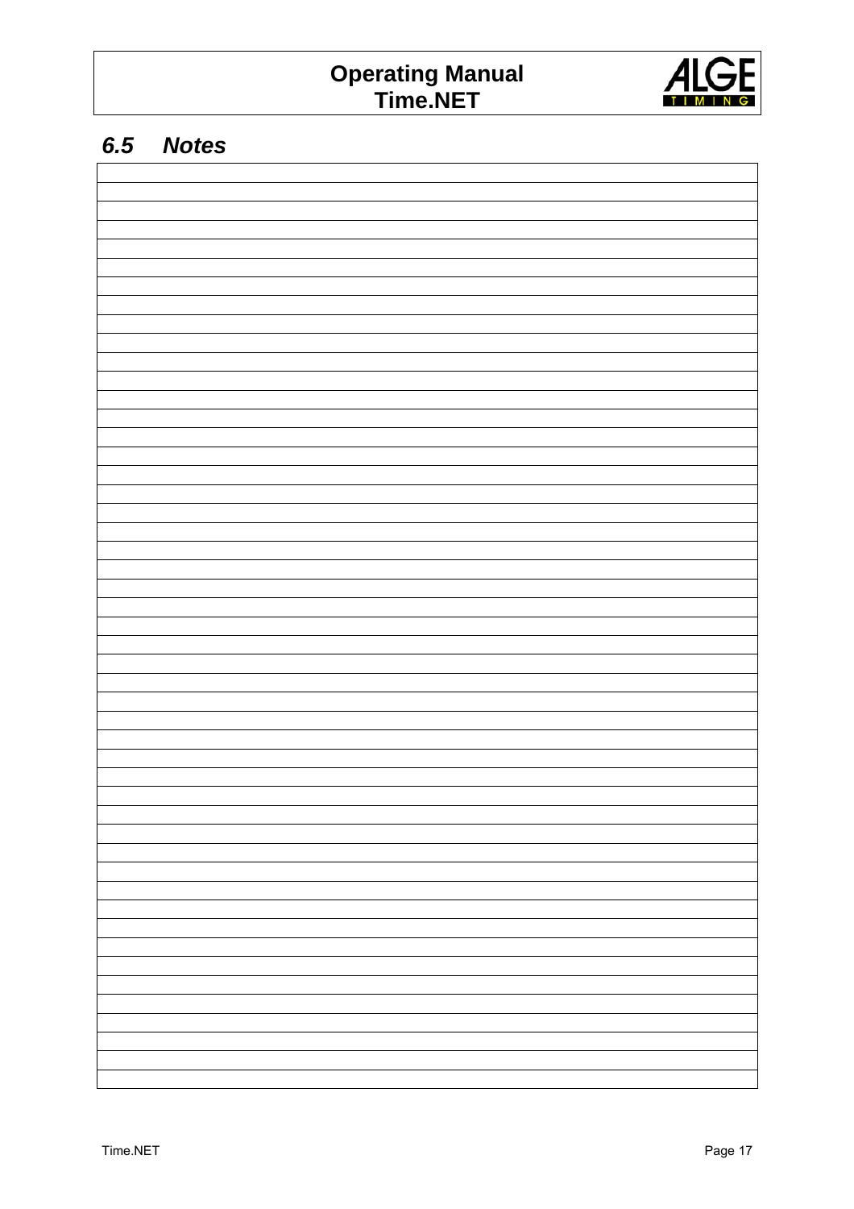## 6.5 Notes